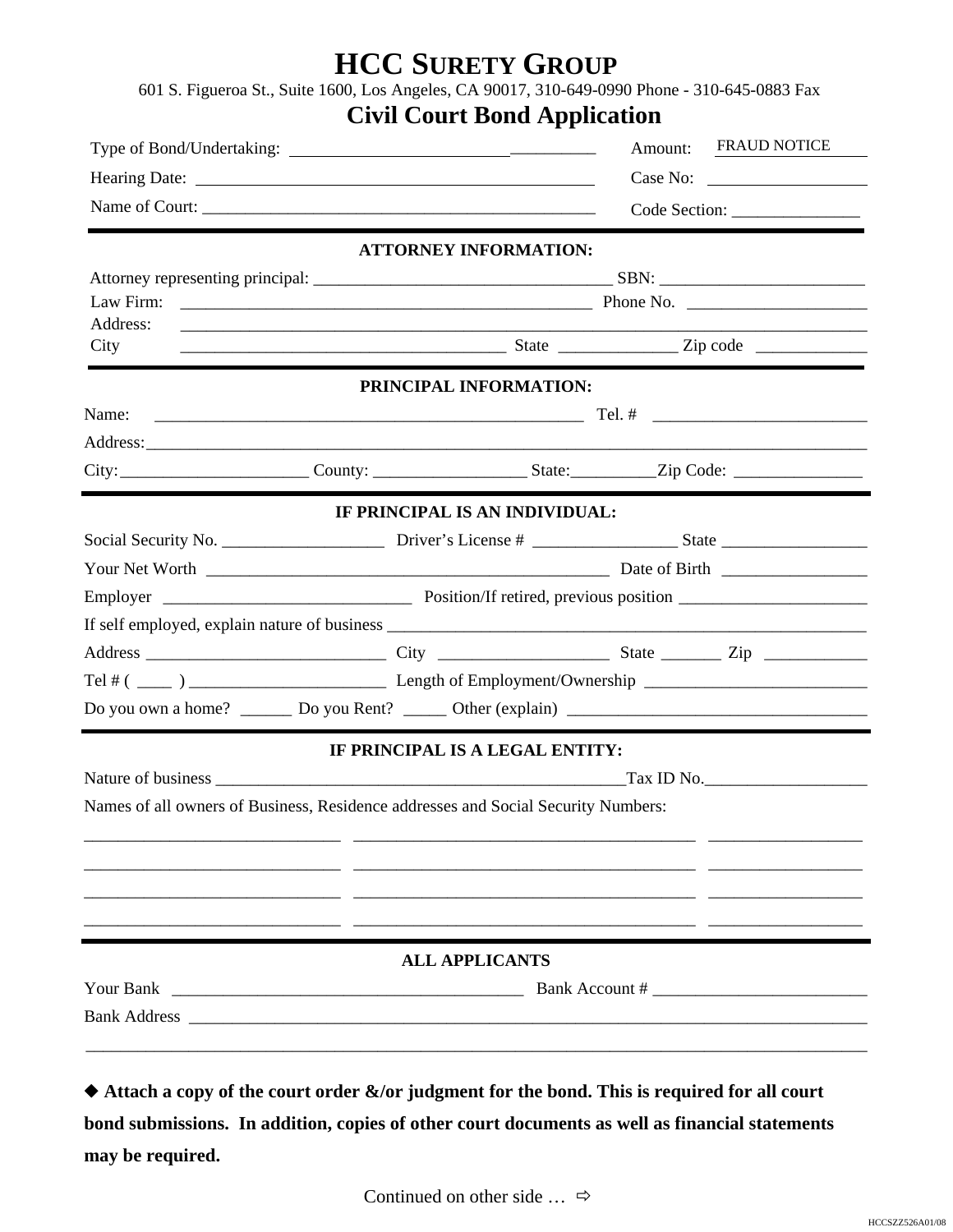# HCC SURETY GROUP

601 S. Figueroa St., Suite 1600, Los Angeles, CA 90017, 310-649-0990 Phone - 310-645-0883 Fax

## Civil Court Bond Application

Type of Bond/Undertaking: ___________________________________ Amount: FRAUD NOTICE

Hearing Date: ___________________________________ Case No: ___________________

Name of Court: ___________________________________ Code Section: _______________

### ATTORNEY INFORMATION:

Attorney representing principal: ___________________________________ SBN: ________________________

Law Firm: ___________________________________ Phone No. _____________________

Address: ___________________________________________________________________

City ______________________________________ State ______________ Zip code _____________

### PRINCIPAL INFORMATION:

Name: ___________________________________________________ Tel. # __________________________

Address: ___________________________________________________________________

City: ______________________ County: __________________ State: __________ Zip Code: _______________

### IF PRINCIPAL IS AN INDIVIDUAL:

Social Security No. ___________________ Driver's License # _________________ State _________________

Your Net Worth ________________________________________________ Date of Birth _________________

Employer _____________________________ Position/If retired, previous position ______________________

If self employed, explain nature of business ___________________________________________________________

Address ____________________________ City ____________________ State _______ Zip ____________

Tel # ( ____ ) _______________________ Length of Employment/Ownership __________________________

Do you own a home? ______ Do you Rent? _____ Other (explain) ___________________________________

### IF PRINCIPAL IS A LEGAL ENTITY:

Nature of business __________________________________________________ Tax ID No. ___________________

Names of all owners of Business, Residence addresses and Social Security Numbers:

______________________________ ________________________________________ __________________

______________________________ ________________________________________ __________________

______________________________ ________________________________________ __________________

______________________________ ________________________________________ __________________

### ALL APPLICANTS

Your Bank __________________________________________ Bank Account # _________________________

Bank Address ___________________________________________________________________________________

______________________________________________________________________________________________

◆ **Attach a copy of the court order &/or judgment for the bond. This is required for all court bond submissions. In addition, copies of other court documents as well as financial statements may be required.**

Continued on other side … ⇨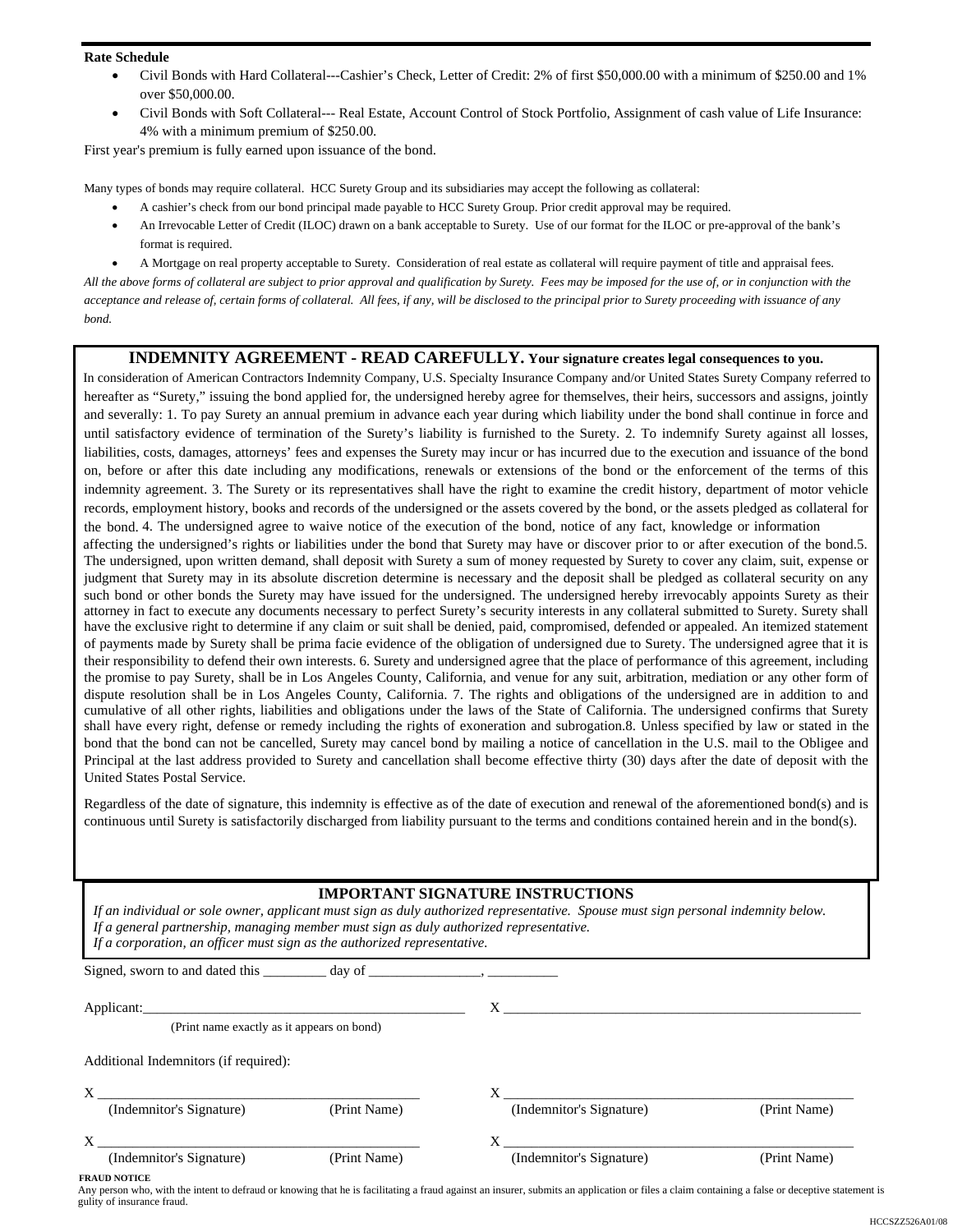**Rate Schedule**

- Civil Bonds with Hard Collateral---Cashier's Check, Letter of Credit: 2% of first $50,000.00 with a minimum of $250.00 and 1% over $50,000.00.
- Civil Bonds with Soft Collateral--- Real Estate, Account Control of Stock Portfolio, Assignment of cash value of Life Insurance: 4% with a minimum premium of $250.00.

First year's premium is fully earned upon issuance of the bond.

Many types of bonds may require collateral. HCC Surety Group and its subsidiaries may accept the following as collateral:

- A cashier's check from our bond principal made payable to HCC Surety Group. Prior credit approval may be required.
- An Irrevocable Letter of Credit (ILOC) drawn on a bank acceptable to Surety. Use of our format for the ILOC or pre-approval of the bank's format is required.
- A Mortgage on real property acceptable to Surety. Consideration of real estate as collateral will require payment of title and appraisal fees.

*All the above forms of collateral are subject to prior approval and qualification by Surety. Fees may be imposed for the use of, or in conjunction with the acceptance and release of, certain forms of collateral. All fees, if any, will be disclosed to the principal prior to Surety proceeding with issuance of any bond.*

## INDEMNITY AGREEMENT - READ CAREFULLY. **Your signature creates legal consequences to you.**

In consideration of American Contractors Indemnity Company, U.S. Specialty Insurance Company and/or United States Surety Company referred to hereafter as "Surety," issuing the bond applied for, the undersigned hereby agree for themselves, their heirs, successors and assigns, jointly and severally: 1. To pay Surety an annual premium in advance each year during which liability under the bond shall continue in force and until satisfactory evidence of termination of the Surety's liability is furnished to the Surety. 2. To indemnify Surety against all losses, liabilities, costs, damages, attorneys' fees and expenses the Surety may incur or has incurred due to the execution and issuance of the bond on, before or after this date including any modifications, renewals or extensions of the bond or the enforcement of the terms of this indemnity agreement. 3. The Surety or its representatives shall have the right to examine the credit history, department of motor vehicle records, employment history, books and records of the undersigned or the assets covered by the bond, or the assets pledged as collateral for the bond. 4. The undersigned agree to waive notice of the execution of the bond, notice of any fact, knowledge or information affecting the undersigned's rights or liabilities under the bond that Surety may have or discover prior to or after execution of the bond.5. The undersigned, upon written demand, shall deposit with Surety a sum of money requested by Surety to cover any claim, suit, expense or judgment that Surety may in its absolute discretion determine is necessary and the deposit shall be pledged as collateral security on any such bond or other bonds the Surety may have issued for the undersigned. The undersigned hereby irrevocably appoints Surety as their attorney in fact to execute any documents necessary to perfect Surety's security interests in any collateral submitted to Surety. Surety shall have the exclusive right to determine if any claim or suit shall be denied, paid, compromised, defended or appealed. An itemized statement of payments made by Surety shall be prima facie evidence of the obligation of undersigned due to Surety. The undersigned agree that it is their responsibility to defend their own interests. 6. Surety and undersigned agree that the place of performance of this agreement, including the promise to pay Surety, shall be in Los Angeles County, California, and venue for any suit, arbitration, mediation or any other form of dispute resolution shall be in Los Angeles County, California. 7. The rights and obligations of the undersigned are in addition to and cumulative of all other rights, liabilities and obligations under the laws of the State of California. The undersigned confirms that Surety shall have every right, defense or remedy including the rights of exoneration and subrogation.8. Unless specified by law or stated in the bond that the bond can not be cancelled, Surety may cancel bond by mailing a notice of cancellation in the U.S. mail to the Obligee and Principal at the last address provided to Surety and cancellation shall become effective thirty (30) days after the date of deposit with the United States Postal Service.

Regardless of the date of signature, this indemnity is effective as of the date of execution and renewal of the aforementioned bond(s) and is continuous until Surety is satisfactorily discharged from liability pursuant to the terms and conditions contained herein and in the bond(s).

### IMPORTANT SIGNATURE INSTRUCTIONS

*If an individual or sole owner, applicant must sign as duly authorized representative. Spouse must sign personal indemnity below.*
*If a general partnership, managing member must sign as duly authorized representative.*
*If a corporation, an officer must sign as the authorized representative.*

Signed, sworn to and dated this _________ day of ________________, __________

Applicant:_______________________________________________ X ____________________________________________________
(Print name exactly as it appears on bond)

Additional Indemnitors (if required):

X ______________________________________________ X ___________________________________________________
(Indemnitor's Signature) (Print Name) (Indemnitor's Signature) (Print Name)

X ______________________________________________ X ___________________________________________________
(Indemnitor's Signature) (Print Name) (Indemnitor's Signature) (Print Name)

**FRAUD NOTICE**

Any person who, with the intent to defraud or knowing that he is facilitating a fraud against an insurer, submits an application or files a claim containing a false or deceptive statement is gulity of insurance fraud.

HCCSZZ526A01/08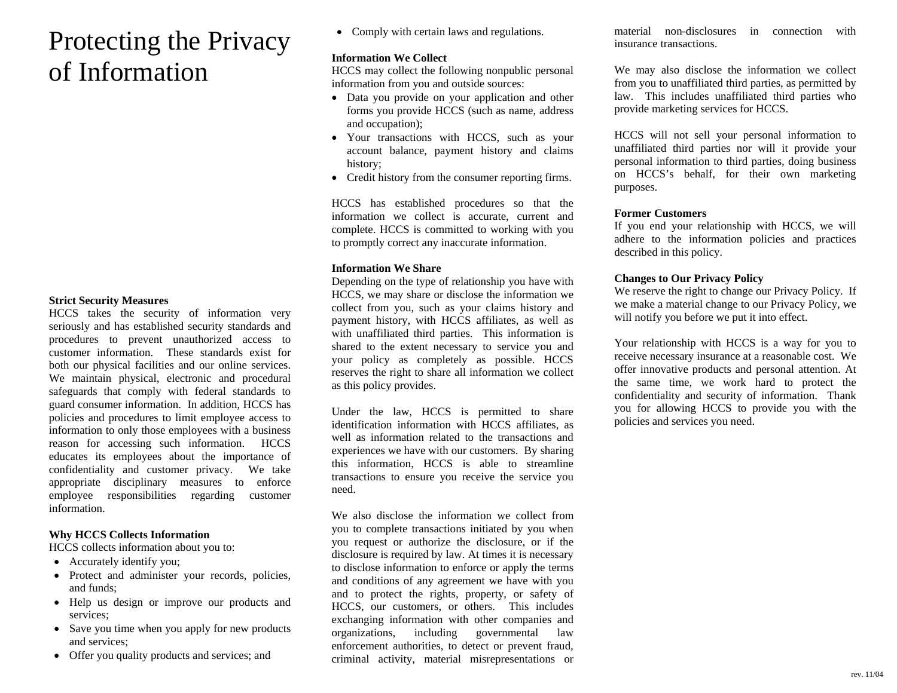# Protecting the Privacy of Information

**Strict Security Measures**

HCCS takes the security of information very seriously and has established security standards and procedures to prevent unauthorized access to customer information. These standards exist for both our physical facilities and our online services. We maintain physical, electronic and procedural safeguards that comply with federal standards to guard consumer information. In addition, HCCS has policies and procedures to limit employee access to information to only those employees with a business reason for accessing such information. HCCS educates its employees about the importance of confidentiality and customer privacy. We take appropriate disciplinary measures to enforce employee responsibilities regarding customer information.

**Why HCCS Collects Information**

HCCS collects information about you to:

- Accurately identify you;
- Protect and administer your records, policies, and funds;
- Help us design or improve our products and services;
- Save you time when you apply for new products and services;
- Offer you quality products and services; and
- Comply with certain laws and regulations.

**Information We Collect**

HCCS may collect the following nonpublic personal information from you and outside sources:

- Data you provide on your application and other forms you provide HCCS (such as name, address and occupation);
- Your transactions with HCCS, such as your account balance, payment history and claims history;
- Credit history from the consumer reporting firms.

HCCS has established procedures so that the information we collect is accurate, current and complete. HCCS is committed to working with you to promptly correct any inaccurate information.

**Information We Share**

Depending on the type of relationship you have with HCCS, we may share or disclose the information we collect from you, such as your claims history and payment history, with HCCS affiliates, as well as with unaffiliated third parties. This information is shared to the extent necessary to service you and your policy as completely as possible. HCCS reserves the right to share all information we collect as this policy provides.

Under the law, HCCS is permitted to share identification information with HCCS affiliates, as well as information related to the transactions and experiences we have with our customers. By sharing this information, HCCS is able to streamline transactions to ensure you receive the service you need.

We also disclose the information we collect from you to complete transactions initiated by you when you request or authorize the disclosure, or if the disclosure is required by law. At times it is necessary to disclose information to enforce or apply the terms and conditions of any agreement we have with you and to protect the rights, property, or safety of HCCS, our customers, or others. This includes exchanging information with other companies and organizations, including governmental law enforcement authorities, to detect or prevent fraud, criminal activity, material misrepresentations or material non-disclosures in connection with insurance transactions.

We may also disclose the information we collect from you to unaffiliated third parties, as permitted by law. This includes unaffiliated third parties who provide marketing services for HCCS.

HCCS will not sell your personal information to unaffiliated third parties nor will it provide your personal information to third parties, doing business on HCCS's behalf, for their own marketing purposes.

**Former Customers**

If you end your relationship with HCCS, we will adhere to the information policies and practices described in this policy.

**Changes to Our Privacy Policy**

We reserve the right to change our Privacy Policy. If we make a material change to our Privacy Policy, we will notify you before we put it into effect.

Your relationship with HCCS is a way for you to receive necessary insurance at a reasonable cost. We offer innovative products and personal attention. At the same time, we work hard to protect the confidentiality and security of information. Thank you for allowing HCCS to provide you with the policies and services you need.

rev. 11/04